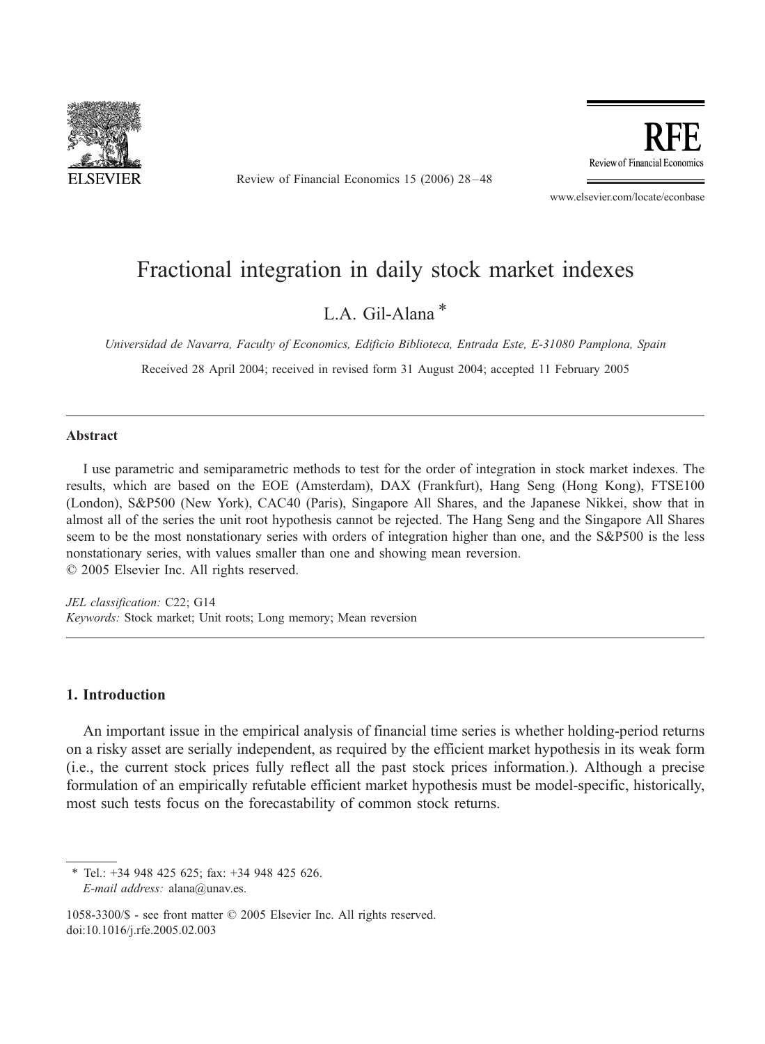# Fractional integration in daily stock market indexes

L.A. Gil-Alana *

*Universidad de Navarra, Faculty of Economics, Edificio Biblioteca, Entrada Este, E-31080 Pamplona, Spain*

Received 28 April 2004; received in revised form 31 August 2004; accepted 11 February 2005

---

## Abstract

I use parametric and semiparametric methods to test for the order of integration in stock market indexes. The results, which are based on the EOE (Amsterdam), DAX (Frankfurt), Hang Seng (Hong Kong), FTSE100 (London), S&P500 (New York), CAC40 (Paris), Singapore All Shares, and the Japanese Nikkei, show that in almost all of the series the unit root hypothesis cannot be rejected. The Hang Seng and the Singapore All Shares seem to be the most nonstationary series with orders of integration higher than one, and the S&P500 is the less nonstationary series, with values smaller than one and showing mean reversion.
© 2005 Elsevier Inc. All rights reserved.

*JEL classification:* C22; G14
*Keywords:* Stock market; Unit roots; Long memory; Mean reversion

---

## 1. Introduction

An important issue in the empirical analysis of financial time series is whether holding-period returns on a risky asset are serially independent, as required by the efficient market hypothesis in its weak form (i.e., the current stock prices fully reflect all the past stock prices information.). Although a precise formulation of an empirically refutable efficient market hypothesis must be model-specific, historically, most such tests focus on the forecastability of common stock returns.

---

* Tel.: +34 948 425 625; fax: +34 948 425 626.
*E-mail address:* alana@unav.es.

1058-3300/$ - see front matter © 2005 Elsevier Inc. All rights reserved.
doi:10.1016/j.rfe.2005.02.003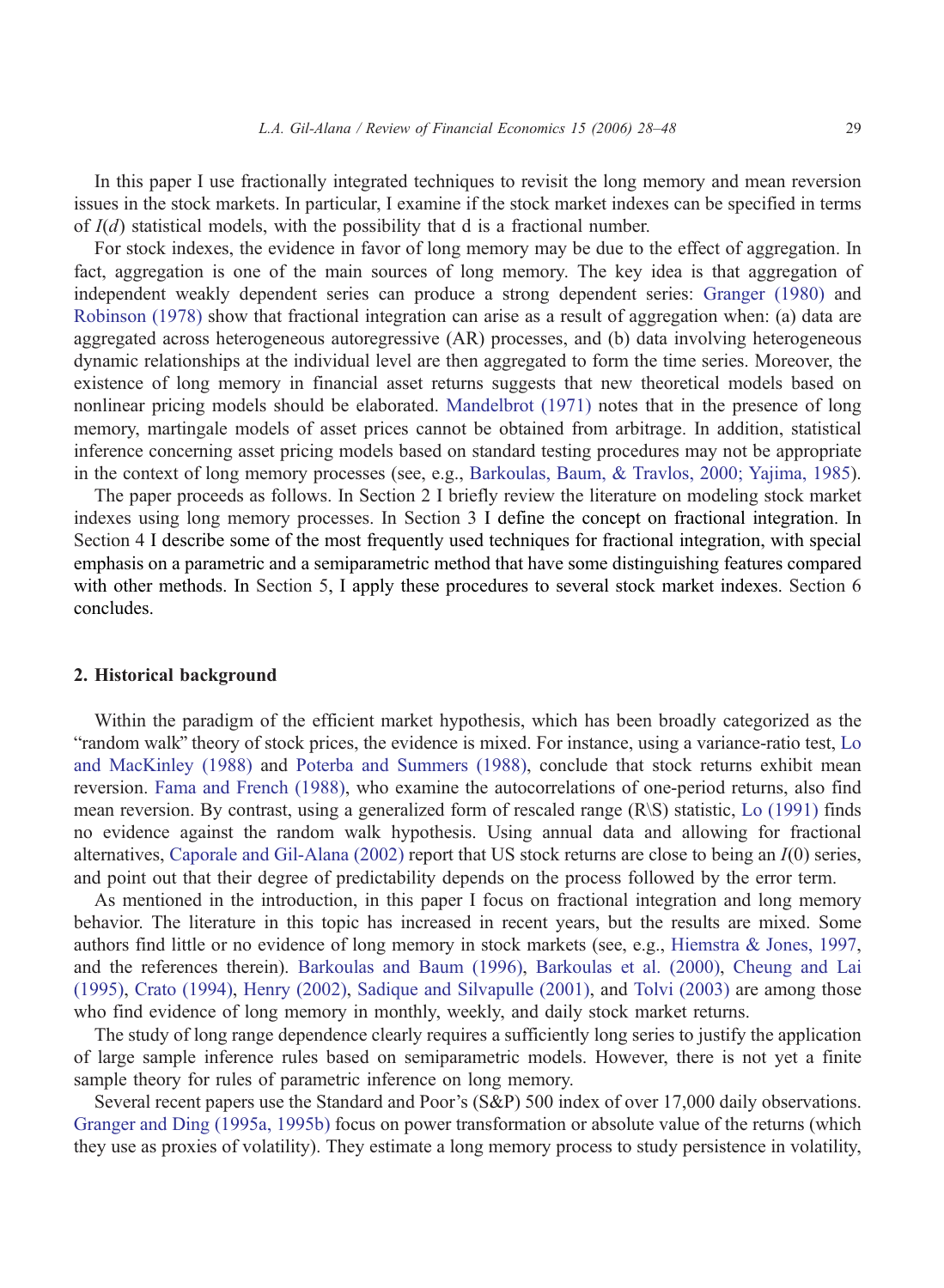In this paper I use fractionally integrated techniques to revisit the long memory and mean reversion issues in the stock markets. In particular, I examine if the stock market indexes can be specified in terms of $I(d)$ statistical models, with the possibility that d is a fractional number.

For stock indexes, the evidence in favor of long memory may be due to the effect of aggregation. In fact, aggregation is one of the main sources of long memory. The key idea is that aggregation of independent weakly dependent series can produce a strong dependent series: Granger (1980) and Robinson (1978) show that fractional integration can arise as a result of aggregation when: (a) data are aggregated across heterogeneous autoregressive (AR) processes, and (b) data involving heterogeneous dynamic relationships at the individual level are then aggregated to form the time series. Moreover, the existence of long memory in financial asset returns suggests that new theoretical models based on nonlinear pricing models should be elaborated. Mandelbrot (1971) notes that in the presence of long memory, martingale models of asset prices cannot be obtained from arbitrage. In addition, statistical inference concerning asset pricing models based on standard testing procedures may not be appropriate in the context of long memory processes (see, e.g., Barkoulas, Baum, & Travlos, 2000; Yajima, 1985).

The paper proceeds as follows. In Section 2 I briefly review the literature on modeling stock market indexes using long memory processes. In Section 3 I define the concept on fractional integration. In Section 4 I describe some of the most frequently used techniques for fractional integration, with special emphasis on a parametric and a semiparametric method that have some distinguishing features compared with other methods. In Section 5, I apply these procedures to several stock market indexes. Section 6 concludes.

## 2. Historical background

Within the paradigm of the efficient market hypothesis, which has been broadly categorized as the "random walk" theory of stock prices, the evidence is mixed. For instance, using a variance-ratio test, Lo and MacKinley (1988) and Poterba and Summers (1988), conclude that stock returns exhibit mean reversion. Fama and French (1988), who examine the autocorrelations of one-period returns, also find mean reversion. By contrast, using a generalized form of rescaled range (R\S) statistic, Lo (1991) finds no evidence against the random walk hypothesis. Using annual data and allowing for fractional alternatives, Caporale and Gil-Alana (2002) report that US stock returns are close to being an $I(0)$ series, and point out that their degree of predictability depends on the process followed by the error term.

As mentioned in the introduction, in this paper I focus on fractional integration and long memory behavior. The literature in this topic has increased in recent years, but the results are mixed. Some authors find little or no evidence of long memory in stock markets (see, e.g., Hiemstra & Jones, 1997, and the references therein). Barkoulas and Baum (1996), Barkoulas et al. (2000), Cheung and Lai (1995), Crato (1994), Henry (2002), Sadique and Silvapulle (2001), and Tolvi (2003) are among those who find evidence of long memory in monthly, weekly, and daily stock market returns.

The study of long range dependence clearly requires a sufficiently long series to justify the application of large sample inference rules based on semiparametric models. However, there is not yet a finite sample theory for rules of parametric inference on long memory.

Several recent papers use the Standard and Poor's (S&P) 500 index of over 17,000 daily observations. Granger and Ding (1995a, 1995b) focus on power transformation or absolute value of the returns (which they use as proxies of volatility). They estimate a long memory process to study persistence in volatility,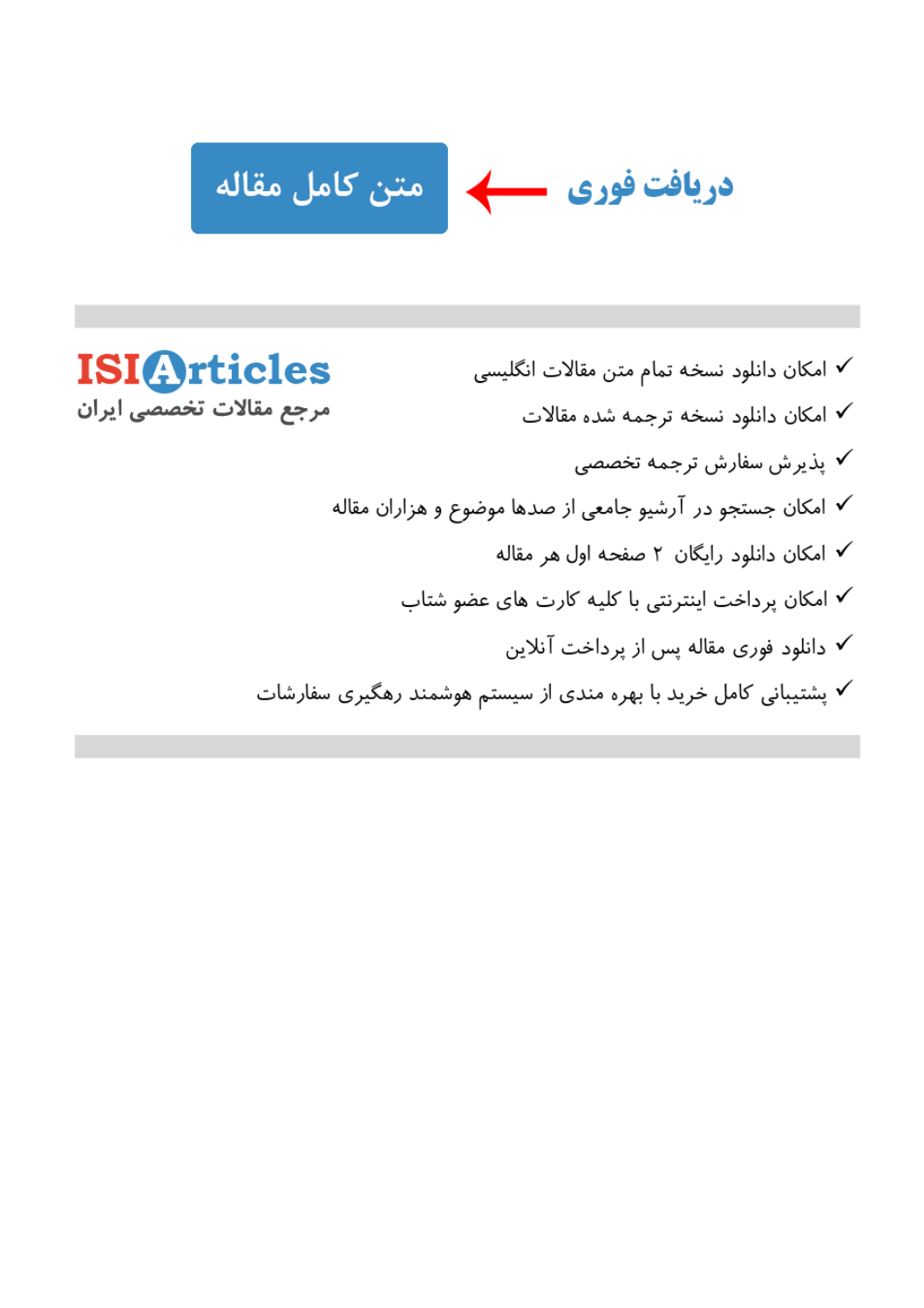دریافت فوری ← متن کامل مقاله

**ISIArticles**
مرجع مقالات تخصصی ایران

- ✓ امکان دانلود نسخه تمام متن مقالات انگلیسی
- ✓ امکان دانلود نسخه ترجمه شده مقالات
- ✓ پذیرش سفارش ترجمه تخصصی
- ✓ امکان جستجو در آرشیو جامعی از صدها موضوع و هزاران مقاله
- ✓ امکان دانلود رایگان ۲ صفحه اول هر مقاله
- ✓ امکان پرداخت اینترنتی با کلیه کارت های عضو شتاب
- ✓ دانلود فوری مقاله پس از پرداخت آنلاین
- ✓ پشتیبانی کامل خرید با بهره مندی از سیستم هوشمند رهگیری سفارشات